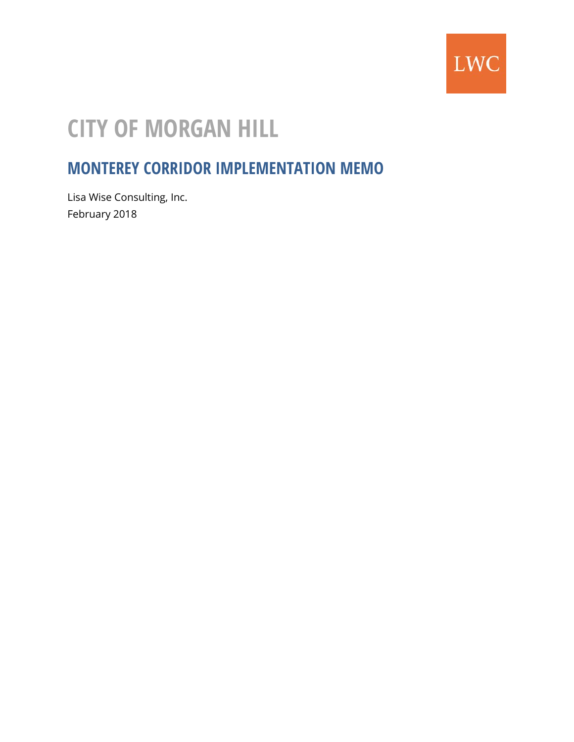LWC

# CITY OF MORGAN HILL

## MONTEREY CORRIDOR IMPLEMENTATION MEMO

Lisa Wise Consulting, Inc.

February 2018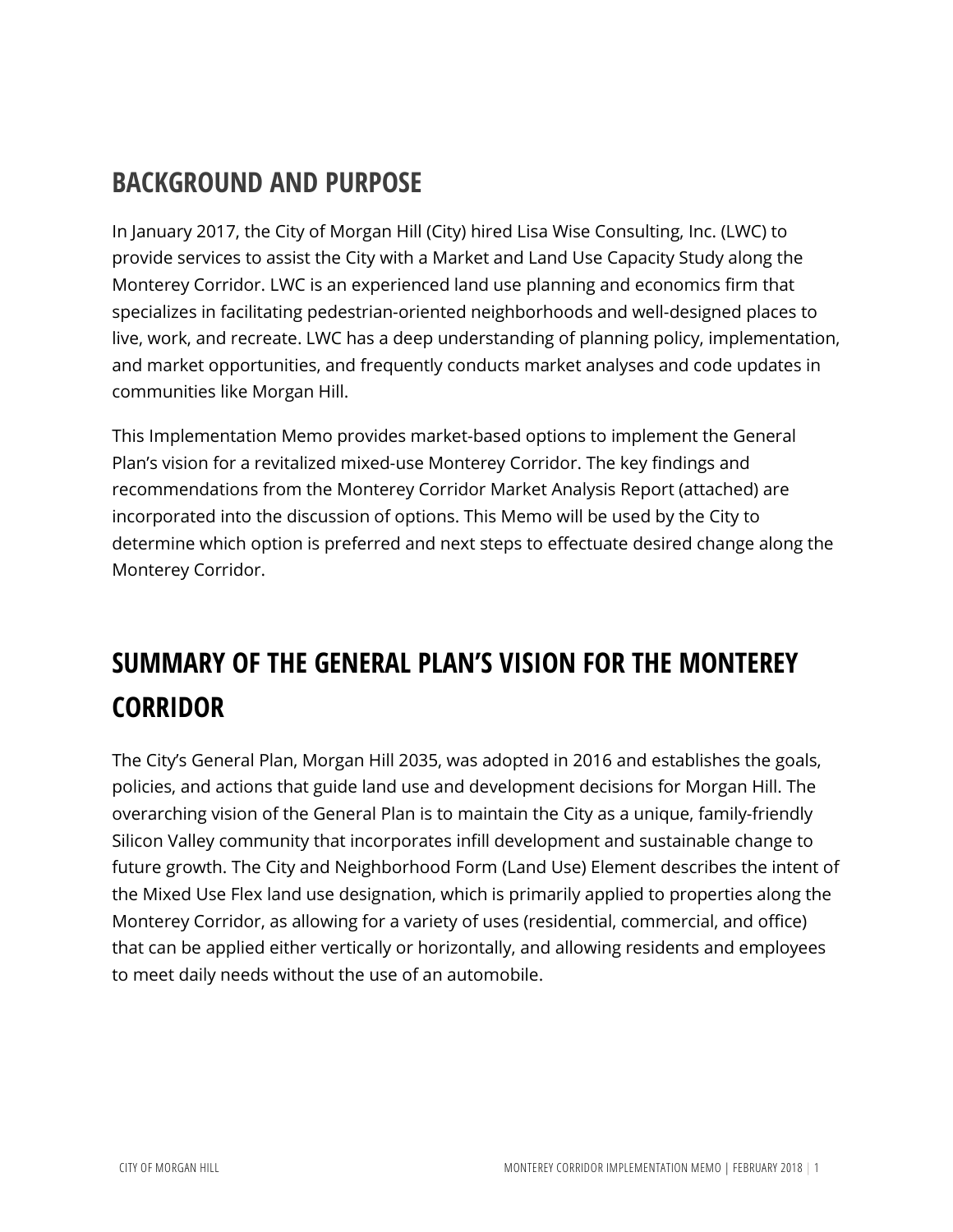## BACKGROUND AND PURPOSE

In January 2017, the City of Morgan Hill (City) hired Lisa Wise Consulting, Inc. (LWC) to provide services to assist the City with a Market and Land Use Capacity Study along the Monterey Corridor. LWC is an experienced land use planning and economics firm that specializes in facilitating pedestrian-oriented neighborhoods and well-designed places to live, work, and recreate. LWC has a deep understanding of planning policy, implementation, and market opportunities, and frequently conducts market analyses and code updates in communities like Morgan Hill.

This Implementation Memo provides market-based options to implement the General Plan's vision for a revitalized mixed-use Monterey Corridor. The key findings and recommendations from the Monterey Corridor Market Analysis Report (attached) are incorporated into the discussion of options. This Memo will be used by the City to determine which option is preferred and next steps to effectuate desired change along the Monterey Corridor.

## SUMMARY OF THE GENERAL PLAN'S VISION FOR THE MONTEREY CORRIDOR

The City's General Plan, Morgan Hill 2035, was adopted in 2016 and establishes the goals, policies, and actions that guide land use and development decisions for Morgan Hill. The overarching vision of the General Plan is to maintain the City as a unique, family-friendly Silicon Valley community that incorporates infill development and sustainable change to future growth. The City and Neighborhood Form (Land Use) Element describes the intent of the Mixed Use Flex land use designation, which is primarily applied to properties along the Monterey Corridor, as allowing for a variety of uses (residential, commercial, and office) that can be applied either vertically or horizontally, and allowing residents and employees to meet daily needs without the use of an automobile.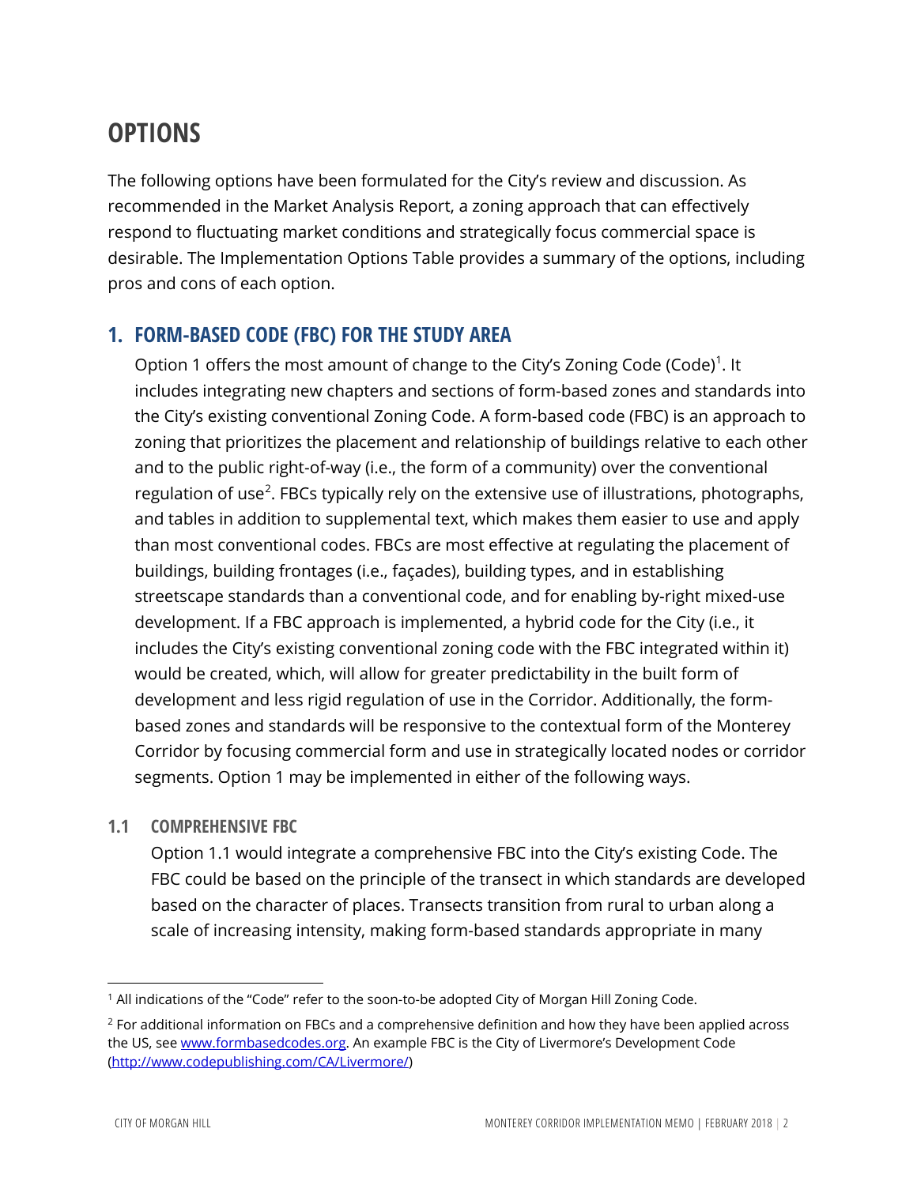# OPTIONS

The following options have been formulated for the City's review and discussion. As recommended in the Market Analysis Report, a zoning approach that can effectively respond to fluctuating market conditions and strategically focus commercial space is desirable. The Implementation Options Table provides a summary of the options, including pros and cons of each option.

## 1. FORM-BASED CODE (FBC) FOR THE STUDY AREA

Option 1 offers the most amount of change to the City's Zoning Code (Code)[1]. It includes integrating new chapters and sections of form-based zones and standards into the City's existing conventional Zoning Code. A form-based code (FBC) is an approach to zoning that prioritizes the placement and relationship of buildings relative to each other and to the public right-of-way (i.e., the form of a community) over the conventional regulation of use[2]. FBCs typically rely on the extensive use of illustrations, photographs, and tables in addition to supplemental text, which makes them easier to use and apply than most conventional codes. FBCs are most effective at regulating the placement of buildings, building frontages (i.e., façades), building types, and in establishing streetscape standards than a conventional code, and for enabling by-right mixed-use development. If a FBC approach is implemented, a hybrid code for the City (i.e., it includes the City's existing conventional zoning code with the FBC integrated within it) would be created, which, will allow for greater predictability in the built form of development and less rigid regulation of use in the Corridor. Additionally, the form-based zones and standards will be responsive to the contextual form of the Monterey Corridor by focusing commercial form and use in strategically located nodes or corridor segments. Option 1 may be implemented in either of the following ways.

### 1.1 COMPREHENSIVE FBC

Option 1.1 would integrate a comprehensive FBC into the City's existing Code. The FBC could be based on the principle of the transect in which standards are developed based on the character of places. Transects transition from rural to urban along a scale of increasing intensity, making form-based standards appropriate in many

---

[1] All indications of the "Code" refer to the soon-to-be adopted City of Morgan Hill Zoning Code.

[2] For additional information on FBCs and a comprehensive definition and how they have been applied across the US, see www.formbasedcodes.org. An example FBC is the City of Livermore's Development Code (http://www.codepublishing.com/CA/Livermore/)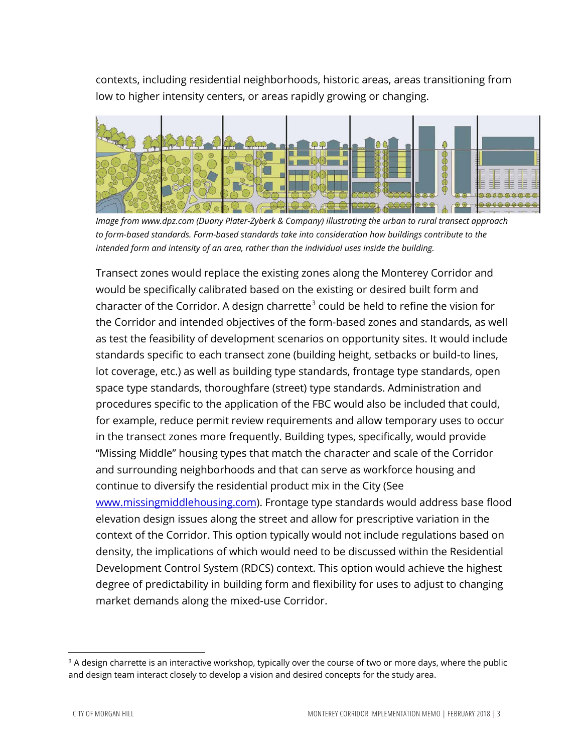contexts, including residential neighborhoods, historic areas, areas transitioning from low to higher intensity centers, or areas rapidly growing or changing.

*Image from www.dpz.com (Duany Plater-Zyberk & Company) illustrating the urban to rural transect approach to form-based standards. Form-based standards take into consideration how buildings contribute to the intended form and intensity of an area, rather than the individual uses inside the building.*

Transect zones would replace the existing zones along the Monterey Corridor and would be specifically calibrated based on the existing or desired built form and character of the Corridor. A design charrette[3] could be held to refine the vision for the Corridor and intended objectives of the form-based zones and standards, as well as test the feasibility of development scenarios on opportunity sites. It would include standards specific to each transect zone (building height, setbacks or build-to lines, lot coverage, etc.) as well as building type standards, frontage type standards, open space type standards, thoroughfare (street) type standards. Administration and procedures specific to the application of the FBC would also be included that could, for example, reduce permit review requirements and allow temporary uses to occur in the transect zones more frequently. Building types, specifically, would provide "Missing Middle" housing types that match the character and scale of the Corridor and surrounding neighborhoods and that can serve as workforce housing and continue to diversify the residential product mix in the City (See [www.missingmiddlehousing.com](http://www.missingmiddlehousing.com)). Frontage type standards would address base flood elevation design issues along the street and allow for prescriptive variation in the context of the Corridor. This option typically would not include regulations based on density, the implications of which would need to be discussed within the Residential Development Control System (RDCS) context. This option would achieve the highest degree of predictability in building form and flexibility for uses to adjust to changing market demands along the mixed-use Corridor.

[3] A design charrette is an interactive workshop, typically over the course of two or more days, where the public and design team interact closely to develop a vision and desired concepts for the study area.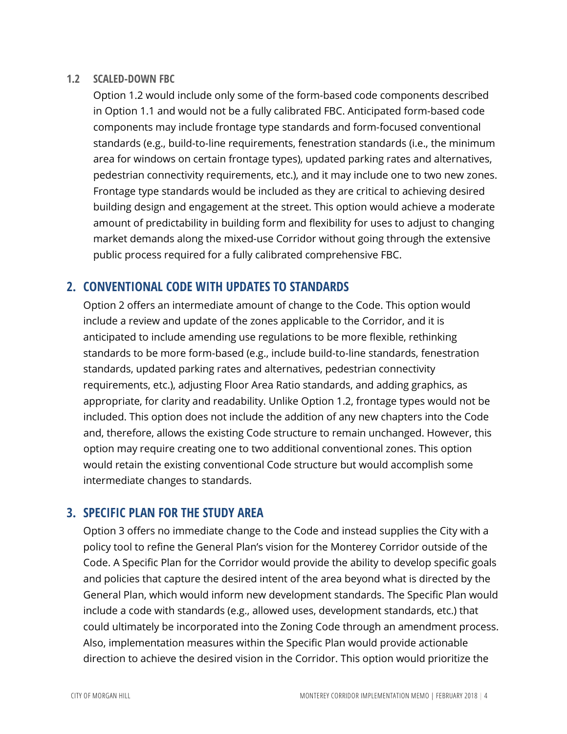### 1.2 SCALED-DOWN FBC

Option 1.2 would include only some of the form-based code components described in Option 1.1 and would not be a fully calibrated FBC. Anticipated form-based code components may include frontage type standards and form-focused conventional standards (e.g., build-to-line requirements, fenestration standards (i.e., the minimum area for windows on certain frontage types), updated parking rates and alternatives, pedestrian connectivity requirements, etc.), and it may include one to two new zones. Frontage type standards would be included as they are critical to achieving desired building design and engagement at the street. This option would achieve a moderate amount of predictability in building form and flexibility for uses to adjust to changing market demands along the mixed-use Corridor without going through the extensive public process required for a fully calibrated comprehensive FBC.

## 2. CONVENTIONAL CODE WITH UPDATES TO STANDARDS

Option 2 offers an intermediate amount of change to the Code. This option would include a review and update of the zones applicable to the Corridor, and it is anticipated to include amending use regulations to be more flexible, rethinking standards to be more form-based (e.g., include build-to-line standards, fenestration standards, updated parking rates and alternatives, pedestrian connectivity requirements, etc.), adjusting Floor Area Ratio standards, and adding graphics, as appropriate, for clarity and readability. Unlike Option 1.2, frontage types would not be included. This option does not include the addition of any new chapters into the Code and, therefore, allows the existing Code structure to remain unchanged. However, this option may require creating one to two additional conventional zones. This option would retain the existing conventional Code structure but would accomplish some intermediate changes to standards.

## 3. SPECIFIC PLAN FOR THE STUDY AREA

Option 3 offers no immediate change to the Code and instead supplies the City with a policy tool to refine the General Plan's vision for the Monterey Corridor outside of the Code. A Specific Plan for the Corridor would provide the ability to develop specific goals and policies that capture the desired intent of the area beyond what is directed by the General Plan, which would inform new development standards. The Specific Plan would include a code with standards (e.g., allowed uses, development standards, etc.) that could ultimately be incorporated into the Zoning Code through an amendment process. Also, implementation measures within the Specific Plan would provide actionable direction to achieve the desired vision in the Corridor. This option would prioritize the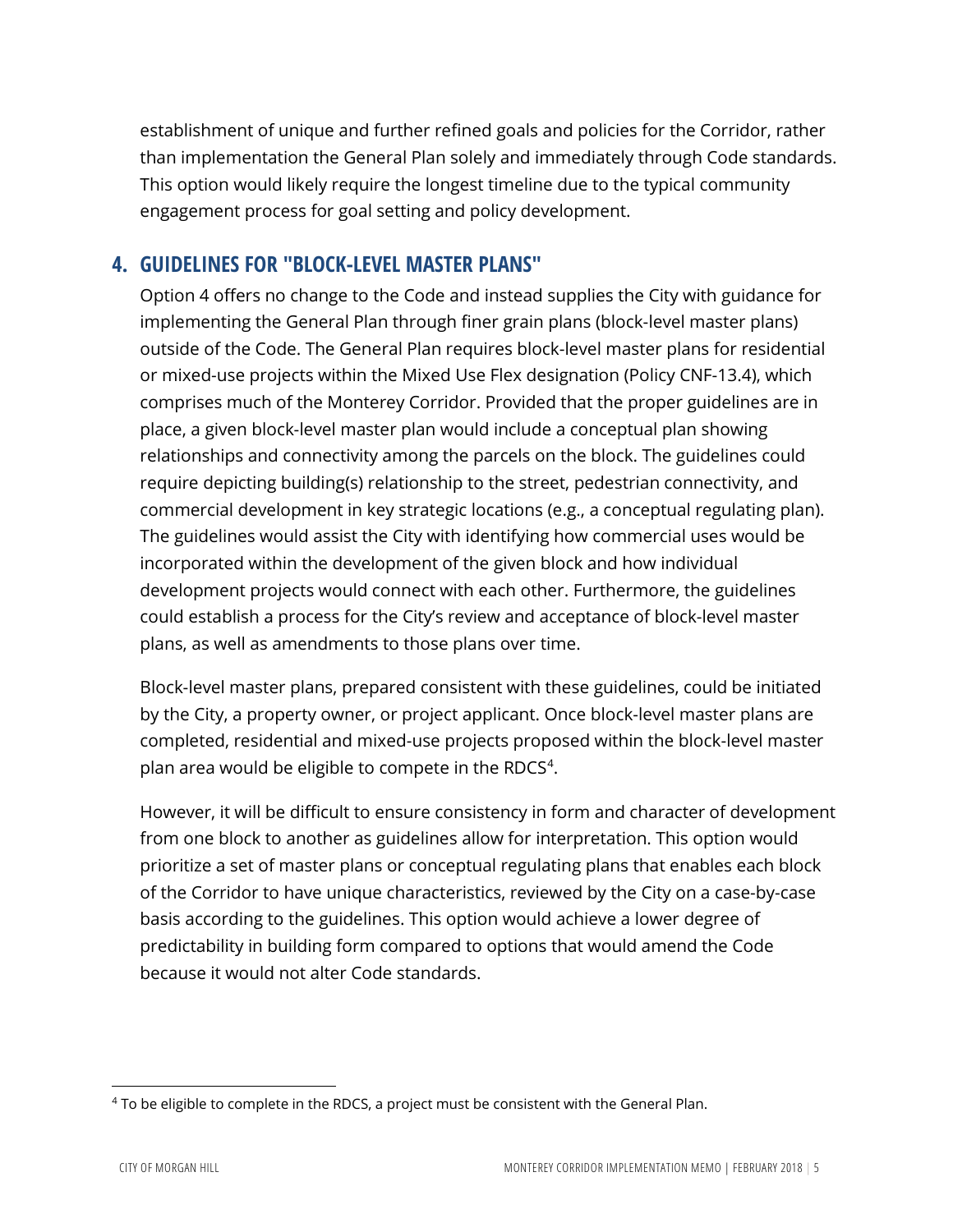establishment of unique and further refined goals and policies for the Corridor, rather than implementation the General Plan solely and immediately through Code standards. This option would likely require the longest timeline due to the typical community engagement process for goal setting and policy development.

## 4. GUIDELINES FOR "BLOCK-LEVEL MASTER PLANS"

Option 4 offers no change to the Code and instead supplies the City with guidance for implementing the General Plan through finer grain plans (block-level master plans) outside of the Code. The General Plan requires block-level master plans for residential or mixed-use projects within the Mixed Use Flex designation (Policy CNF-13.4), which comprises much of the Monterey Corridor. Provided that the proper guidelines are in place, a given block-level master plan would include a conceptual plan showing relationships and connectivity among the parcels on the block. The guidelines could require depicting building(s) relationship to the street, pedestrian connectivity, and commercial development in key strategic locations (e.g., a conceptual regulating plan). The guidelines would assist the City with identifying how commercial uses would be incorporated within the development of the given block and how individual development projects would connect with each other. Furthermore, the guidelines could establish a process for the City's review and acceptance of block-level master plans, as well as amendments to those plans over time.

Block-level master plans, prepared consistent with these guidelines, could be initiated by the City, a property owner, or project applicant. Once block-level master plans are completed, residential and mixed-use projects proposed within the block-level master plan area would be eligible to compete in the RDCS[4].

However, it will be difficult to ensure consistency in form and character of development from one block to another as guidelines allow for interpretation. This option would prioritize a set of master plans or conceptual regulating plans that enables each block of the Corridor to have unique characteristics, reviewed by the City on a case-by-case basis according to the guidelines. This option would achieve a lower degree of predictability in building form compared to options that would amend the Code because it would not alter Code standards.

---

[4] To be eligible to complete in the RDCS, a project must be consistent with the General Plan.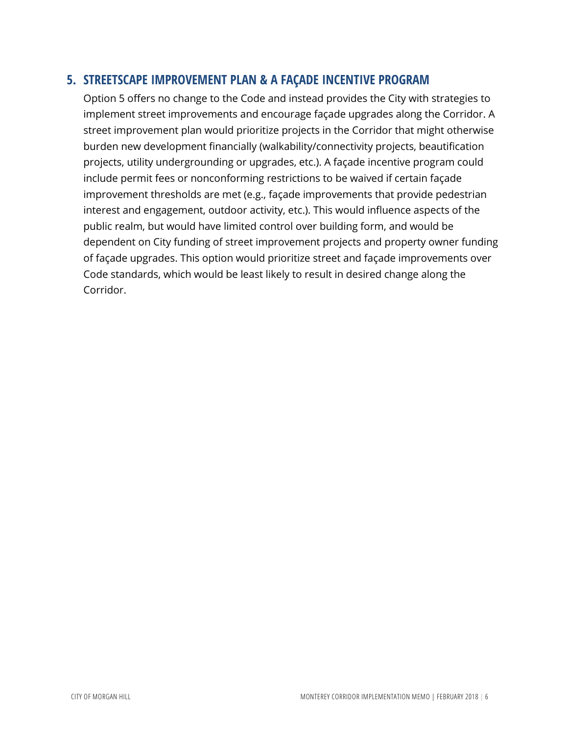## 5. STREETSCAPE IMPROVEMENT PLAN & A FAÇADE INCENTIVE PROGRAM

Option 5 offers no change to the Code and instead provides the City with strategies to implement street improvements and encourage façade upgrades along the Corridor. A street improvement plan would prioritize projects in the Corridor that might otherwise burden new development financially (walkability/connectivity projects, beautification projects, utility undergrounding or upgrades, etc.). A façade incentive program could include permit fees or nonconforming restrictions to be waived if certain façade improvement thresholds are met (e.g., façade improvements that provide pedestrian interest and engagement, outdoor activity, etc.). This would influence aspects of the public realm, but would have limited control over building form, and would be dependent on City funding of street improvement projects and property owner funding of façade upgrades. This option would prioritize street and façade improvements over Code standards, which would be least likely to result in desired change along the Corridor.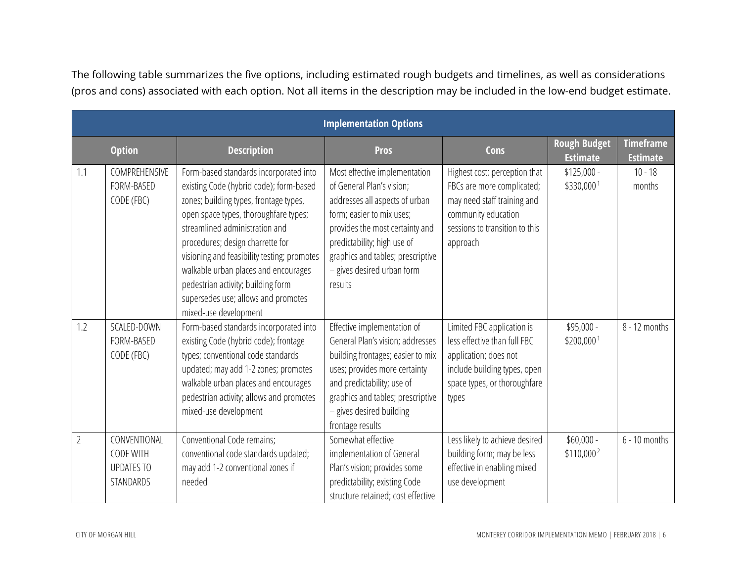The following table summarizes the five options, including estimated rough budgets and timelines, as well as considerations (pros and cons) associated with each option. Not all items in the description may be included in the low-end budget estimate.

| Implementation Options | | | | | | |
|---|---|---|---|---|---|---|
| **Option** | | **Description** | **Pros** | **Cons** | **Rough Budget Estimate** | **Timeframe Estimate** |
| 1.1 | COMPREHENSIVE FORM-BASED CODE (FBC) | Form-based standards incorporated into existing Code (hybrid code); form-based zones; building types, frontage types, open space types, thoroughfare types; streamlined administration and procedures; design charrette for visioning and feasibility testing; promotes walkable urban places and encourages pedestrian activity; building form supersedes use; allows and promotes mixed-use development | Most effective implementation of General Plan's vision; addresses all aspects of urban form; easier to mix uses; provides the most certainty and predictability; high use of graphics and tables; prescriptive – gives desired urban form results | Highest cost; perception that FBCs are more complicated; may need staff training and community education sessions to transition to this approach | $125,000 - $330,000 [1] | 10 - 18 months |
| 1.2 | SCALED-DOWN FORM-BASED CODE (FBC) | Form-based standards incorporated into existing Code (hybrid code); frontage types; conventional code standards updated; may add 1-2 zones; promotes walkable urban places and encourages pedestrian activity; allows and promotes mixed-use development | Effective implementation of General Plan's vision; addresses building frontages; easier to mix uses; provides more certainty and predictability; use of graphics and tables; prescriptive – gives desired building frontage results | Limited FBC application is less effective than full FBC application; does not include building types, open space types, or thoroughfare types | $95,000 - $200,000 [1] | 8 - 12 months |
| 2 | CONVENTIONAL CODE WITH UPDATES TO STANDARDS | Conventional Code remains; conventional code standards updated; may add 1-2 conventional zones if needed | Somewhat effective implementation of General Plan's vision; provides some predictability; existing Code structure retained; cost effective | Less likely to achieve desired building form; may be less effective in enabling mixed use development | $60,000 - $110,000 [2] | 6 - 10 months |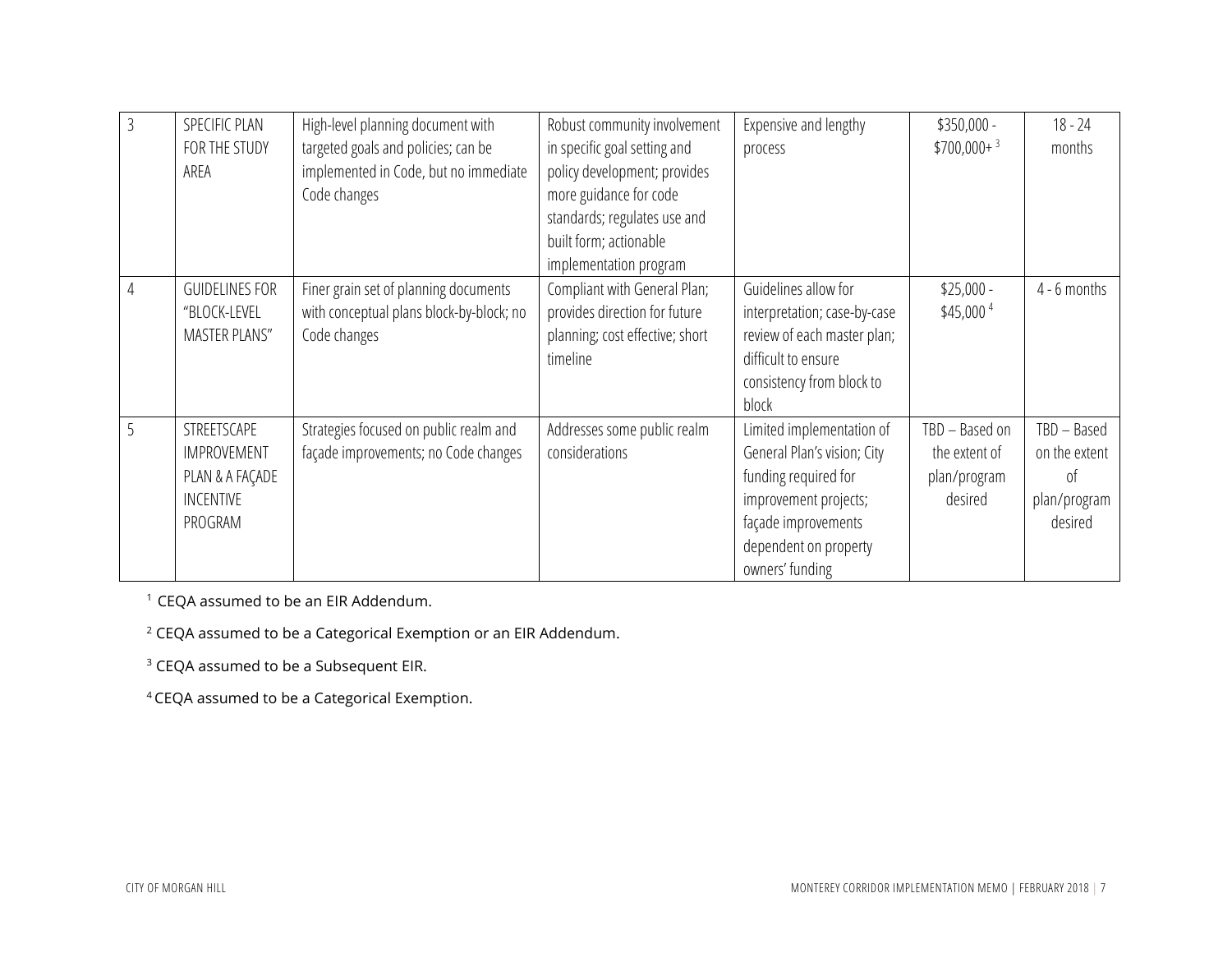| 3 | SPECIFIC PLAN FOR THE STUDY AREA | High-level planning document with targeted goals and policies; can be implemented in Code, but no immediate Code changes | Robust community involvement in specific goal setting and policy development; provides more guidance for code standards; regulates use and built form; actionable implementation program | Expensive and lengthy process | \$350,000 - \$700,000+ [3] | 18 - 24 months |
|---|---|---|---|---|---|---|
| 4 | GUIDELINES FOR "BLOCK-LEVEL MASTER PLANS" | Finer grain set of planning documents with conceptual plans block-by-block; no Code changes | Compliant with General Plan; provides direction for future planning; cost effective; short timeline | Guidelines allow for interpretation; case-by-case review of each master plan; difficult to ensure consistency from block to block | \$25,000 - \$45,000 [4] | 4 - 6 months |
| 5 | STREETSCAPE IMPROVEMENT PLAN & A FAÇADE INCENTIVE PROGRAM | Strategies focused on public realm and façade improvements; no Code changes | Addresses some public realm considerations | Limited implementation of General Plan's vision; City funding required for improvement projects; façade improvements dependent on property owners' funding | TBD – Based on the extent of plan/program desired | TBD – Based on the extent of plan/program desired |

[1] CEQA assumed to be an EIR Addendum.

[2] CEQA assumed to be a Categorical Exemption or an EIR Addendum.

[3] CEQA assumed to be a Subsequent EIR.

[4] CEQA assumed to be a Categorical Exemption.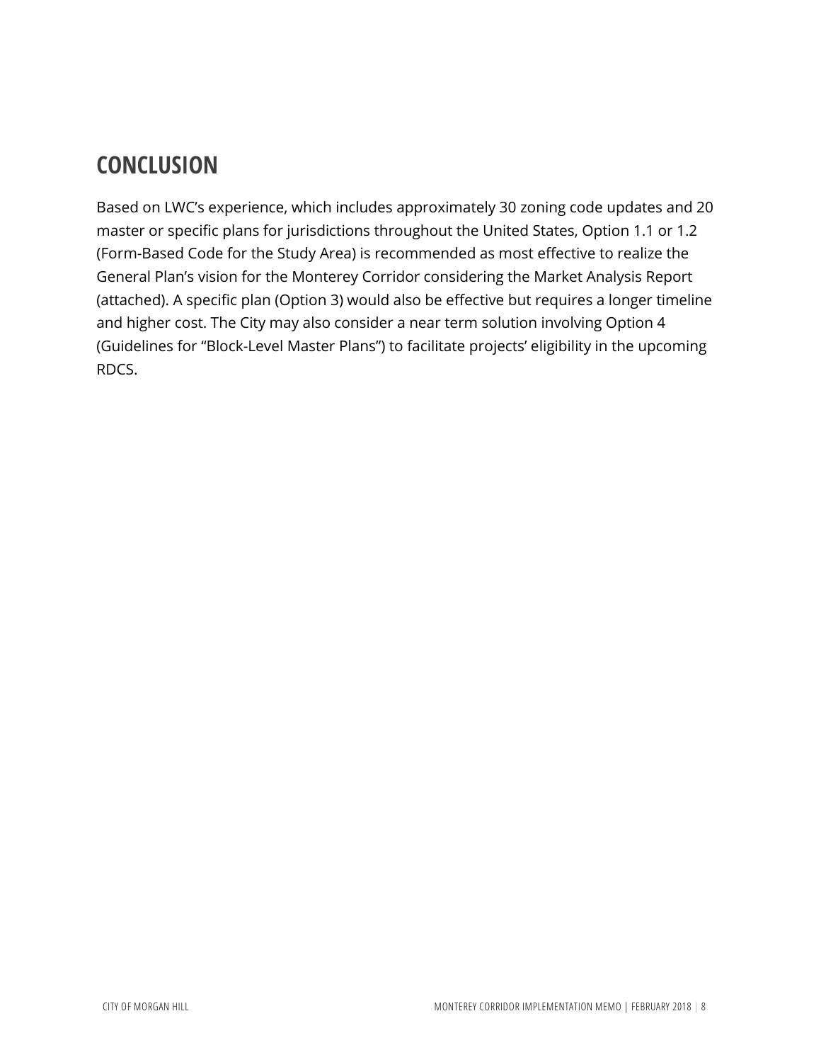## CONCLUSION

Based on LWC's experience, which includes approximately 30 zoning code updates and 20 master or specific plans for jurisdictions throughout the United States, Option 1.1 or 1.2 (Form-Based Code for the Study Area) is recommended as most effective to realize the General Plan's vision for the Monterey Corridor considering the Market Analysis Report (attached). A specific plan (Option 3) would also be effective but requires a longer timeline and higher cost. The City may also consider a near term solution involving Option 4 (Guidelines for "Block-Level Master Plans") to facilitate projects' eligibility in the upcoming RDCS.